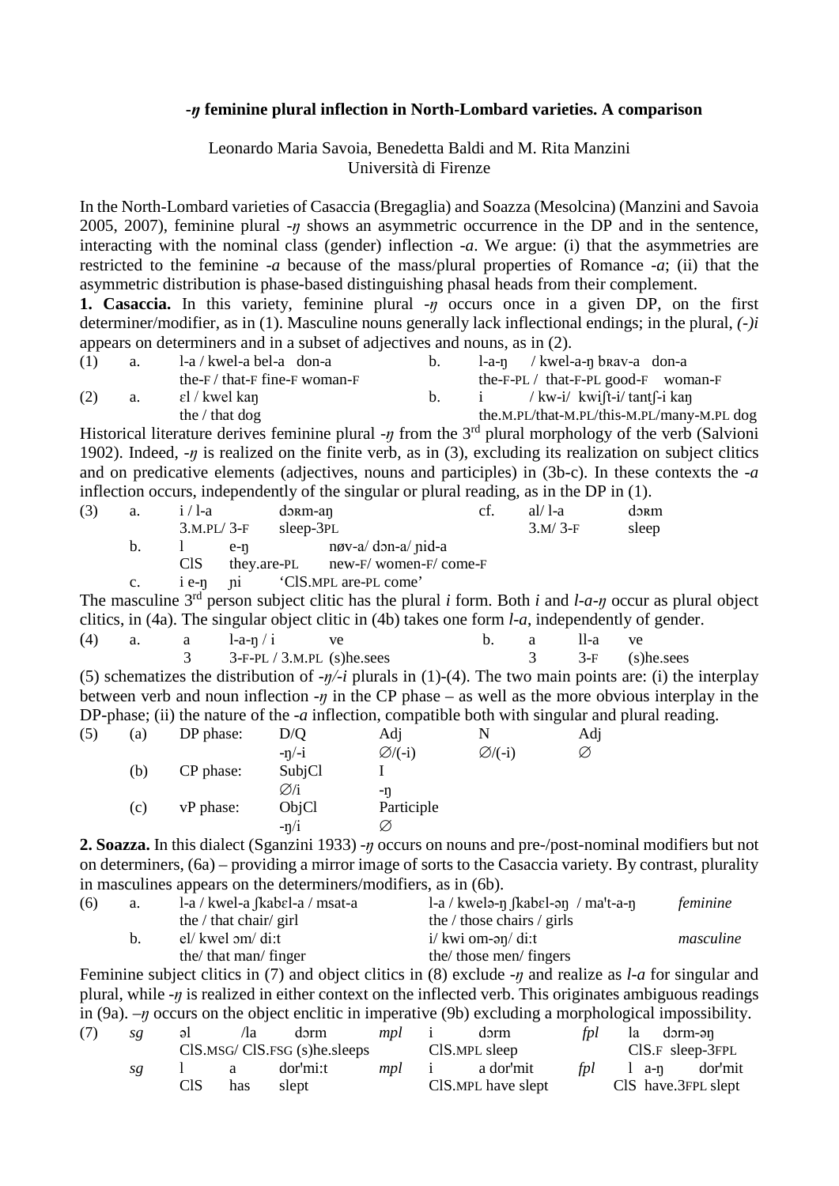# *-ŋ* feminine plural inflection in North-Lombard varieties. A comparison

Leonardo Maria Savoia, Benedetta Baldi and M. Rita Manzini
Università di Firenze

In the North-Lombard varieties of Casaccia (Bregaglia) and Soazza (Mesolcina) (Manzini and Savoia 2005, 2007), feminine plural *-ŋ* shows an asymmetric occurrence in the DP and in the sentence, interacting with the nominal class (gender) inflection *-a*. We argue: (i) that the asymmetries are restricted to the feminine *-a* because of the mass/plural properties of Romance *-a*; (ii) that the asymmetric distribution is phase-based distinguishing phasal heads from their complement.

**1. Casaccia.** In this variety, feminine plural *-ŋ* occurs once in a given DP, on the first determiner/modifier, as in (1). Masculine nouns generally lack inflectional endings; in the plural, *(-)i* appears on determiners and in a subset of adjectives and nouns, as in (2).

| (1) | a. | l-a / kwel-a bel-a don-a | b. | l-a-ŋ / kwel-a-ŋ bʀav-a don-a |
|---|---|---|---|---|
| | | the-F / that-F fine-F woman-F | | the-F-PL / that-F-PL good-F woman-F |
| (2) | a. | ɛl / kwel kaŋ | b. | i / kw-i/ kwiʃt-i/ tantʃ-i kaŋ |
| | | the / that dog | | the.M.PL/that-M.PL/this-M.PL/many-M.PL dog |

Historical literature derives feminine plural *-ŋ* from the 3rd plural morphology of the verb (Salvioni 1902). Indeed, *-ŋ* is realized on the finite verb, as in (3), excluding its realization on subject clitics and on predicative elements (adjectives, nouns and participles) in (3b-c). In these contexts the *-a* inflection occurs, independently of the singular or plural reading, as in the DP in (1).

| (3) | a. | i / l-a | dɔʀm-aŋ | | cf. | al/ l-a | dɔʀm |
|---|---|---|---|---|---|---|---|
| | | 3.M.PL/ 3-F | sleep-3PL | | | 3.M/ 3-F | sleep |
| | b. | l | e-ŋ | nøv-a/ dɔn-a/ ɲid-a | | | |
| | | ClS | they.are-PL | new-F/ women-F/ come-F | | | |
| | c. | i e-ŋ | ɲi | 'ClS.MPL are-PL come' | | | |

The masculine 3rd person subject clitic has the plural *i* form. Both *i* and *l-a-ŋ* occur as plural object clitics, in (4a). The singular object clitic in (4b) takes one form *l-a*, independently of gender.

| (4) | a. | a | l-a-ŋ / i | ve | b. | a | ll-a | ve |
|---|---|---|---|---|---|---|---|---|
| | | 3 | 3-F-PL / 3.M.PL | (s)he.sees | | 3 | 3-F | (s)he.sees |

(5) schematizes the distribution of *-ŋ/-i* plurals in (1)-(4). The two main points are: (i) the interplay between verb and noun inflection *-ŋ* in the CP phase – as well as the more obvious interplay in the DP-phase; (ii) the nature of the *-a* inflection, compatible both with singular and plural reading.

| (5) | | | | | | |
|---|---|---|---|---|---|---|
| | (a) | DP phase: | D/Q | Adj | N | Adj |
| | | | -ŋ/-i | ∅/(-i) | ∅/(-i) | ∅ |
| | (b) | CP phase: | SubjCl | I | | |
| | | | ∅/i | -ŋ | | |
| | (c) | vP phase: | ObjCl | Participle | | |
| | | | -ŋ/i | ∅ | | |

**2. Soazza.** In this dialect (Sganzini 1933) *-ŋ* occurs on nouns and pre-/post-nominal modifiers but not on determiners, (6a) – providing a mirror image of sorts to the Casaccia variety. By contrast, plurality in masculines appears on the determiners/modifiers, as in (6b).

| (6) | a. | l-a / kwel-a ʃkabɛl-a / msat-a | l-a / kwelə-ŋ ʃkabɛl-əŋ / ma't-a-ŋ | *feminine* |
|---|---|---|---|---|
| | | the / that chair/ girl | the / those chairs / girls | |
| | b. | el/ kwel ɔm/ di:t | i/ kwi om-əŋ/ di:t | *masculine* |
| | | the/ that man/ finger | the/ those men/ fingers | |

Feminine subject clitics in (7) and object clitics in (8) exclude *-ŋ* and realize as *l-a* for singular and plural, while *-ŋ* is realized in either context on the inflected verb. This originates ambiguous readings in (9a). *–ŋ* occurs on the object enclitic in imperative (9b) excluding a morphological impossibility.

| (7) | *sg* | əl /la dɔrm | *mpl* | i dɔrm | *fpl* | la dɔrm-əŋ |
|---|---|---|---|---|---|---|
| | | ClS.MSG/ ClS.FSG (s)he.sleeps | | ClS.MPL sleep | | ClS.F sleep-3FPL |
| | *sg* | l a dor'mi:t | *mpl* | i a dor'mit | *fpl* | l a-ŋ dor'mit |
| | | ClS has slept | | ClS.MPL have slept | | ClS have.3FPL slept |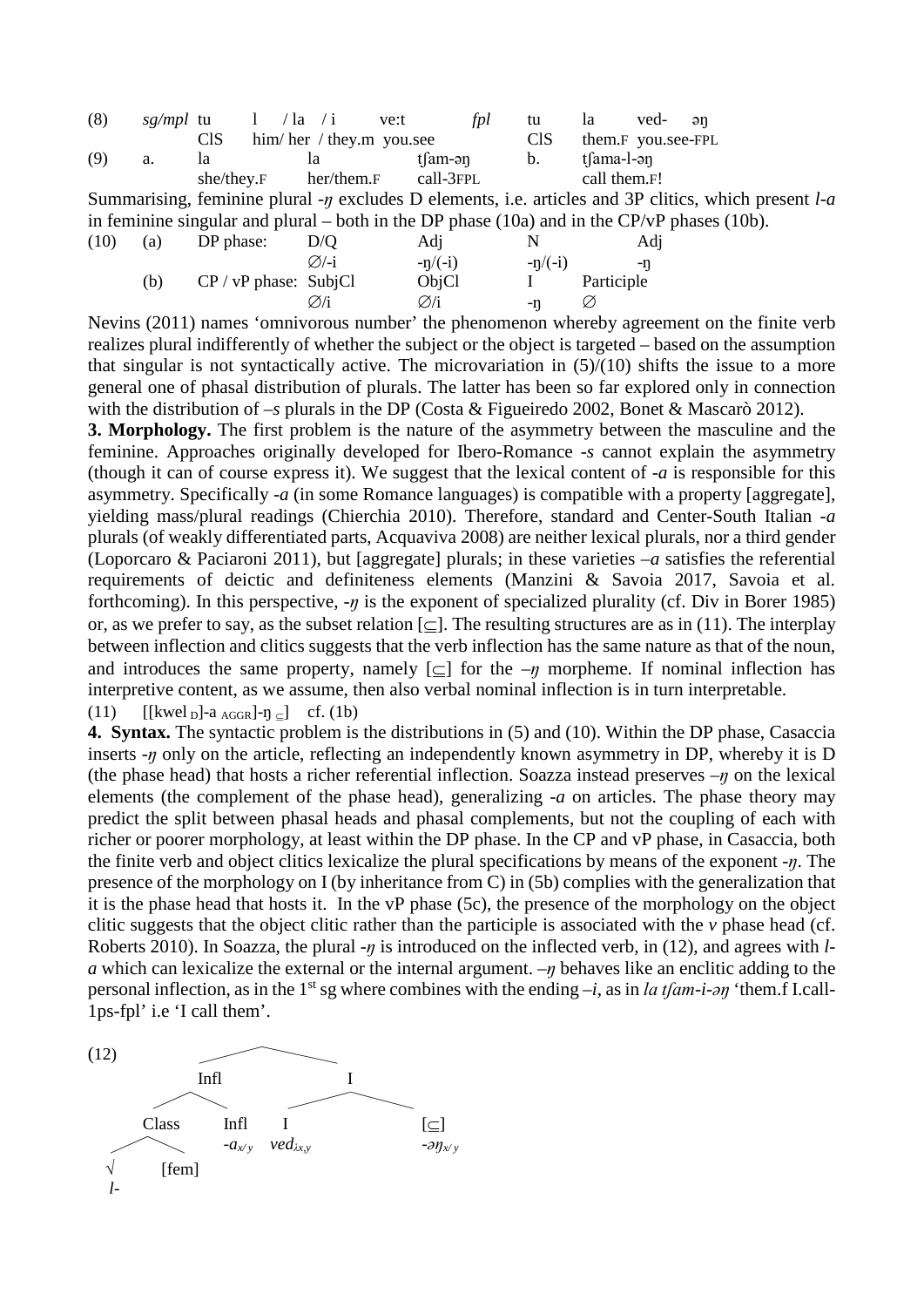| (8) | *sg/mpl* | tu | l / la / i | ve:t | *fpl* | tu | la | ved- əŋ |
|---|---|---|---|---|---|---|---|---|
| | | ClS | him/ her / they.m | you.see | | ClS | them.F | you.see-FPL |

| (9) | a. | la | la | tʃam-əŋ | b. | tʃama-l-əŋ |
|---|---|---|---|---|---|---|
| | | she/they.F | her/them.F | call-3FPL | | call them.F! |

Summarising, feminine plural -*ŋ* excludes D elements, i.e. articles and 3P clitics, which present *l-a* in feminine singular and plural – both in the DP phase (10a) and in the CP/vP phases (10b).

| (10) | (a) | DP phase: | D/Q | Adj | N | Adj |
|---|---|---|---|---|---|---|
| | | | ∅/-i | -ŋ/(-i) | -ŋ/(-i) | -ŋ |
| | (b) | CP / vP phase: | SubjCl | ObjCl | I | Participle |
| | | | ∅/i | ∅/i | -ŋ | ∅ |

Nevins (2011) names 'omnivorous number' the phenomenon whereby agreement on the finite verb realizes plural indifferently of whether the subject or the object is targeted – based on the assumption that singular is not syntactically active. The microvariation in (5)/(10) shifts the issue to a more general one of phasal distribution of plurals. The latter has been so far explored only in connection with the distribution of –*s* plurals in the DP (Costa & Figueiredo 2002, Bonet & Mascarò 2012).

**3. Morphology.** The first problem is the nature of the asymmetry between the masculine and the feminine. Approaches originally developed for Ibero-Romance -*s* cannot explain the asymmetry (though it can of course express it). We suggest that the lexical content of -*a* is responsible for this asymmetry. Specifically -*a* (in some Romance languages) is compatible with a property [aggregate], yielding mass/plural readings (Chierchia 2010). Therefore, standard and Center-South Italian -*a* plurals (of weakly differentiated parts, Acquaviva 2008) are neither lexical plurals, nor a third gender (Loporcaro & Paciaroni 2011), but [aggregate] plurals; in these varieties –*a* satisfies the referential requirements of deictic and definiteness elements (Manzini & Savoia 2017, Savoia et al. forthcoming). In this perspective, -*ŋ* is the exponent of specialized plurality (cf. Div in Borer 1985) or, as we prefer to say, as the subset relation [⊆]. The resulting structures are as in (11). The interplay between inflection and clitics suggests that the verb inflection has the same nature as that of the noun, and introduces the same property, namely [⊆] for the –*ŋ* morpheme. If nominal inflection has interpretive content, as we assume, then also verbal nominal inflection is in turn interpretable.

(11) $[[\text{kwel}_{\text{D}}]\text{-a}_{\text{AGGR}}]\text{-ŋ}_{\subseteq}]$ cf. (1b)

**4. Syntax.** The syntactic problem is the distributions in (5) and (10). Within the DP phase, Casaccia inserts -*ŋ* only on the article, reflecting an independently known asymmetry in DP, whereby it is D (the phase head) that hosts a richer referential inflection. Soazza instead preserves –*ŋ* on the lexical elements (the complement of the phase head), generalizing -*a* on articles. The phase theory may predict the split between phasal heads and phasal complements, but not the coupling of each with richer or poorer morphology, at least within the DP phase. In the CP and vP phase, in Casaccia, both the finite verb and object clitics lexicalize the plural specifications by means of the exponent -*ŋ*. The presence of the morphology on I (by inheritance from C) in (5b) complies with the generalization that it is the phase head that hosts it. In the vP phase (5c), the presence of the morphology on the object clitic suggests that the object clitic rather than the participle is associated with the *v* phase head (cf. Roberts 2010). In Soazza, the plural -*ŋ* is introduced on the inflected verb, in (12), and agrees with *l-a* which can lexicalize the external or the internal argument. –*ŋ* behaves like an enclitic adding to the personal inflection, as in the 1[st] sg where combines with the ending –*i*, as in *la tʃam-i-əŋ* 'them.f I.call-1ps-fpl' i.e 'I call them'.

(12)

```
                 ____________
                /            \
            Infl              I
           /    \           /   \
      Class      Infl      I      [⊆]
      /   \      -a_x/y   ved_λx,y  -əŋ_x/y
     √    [fem]
     l-
```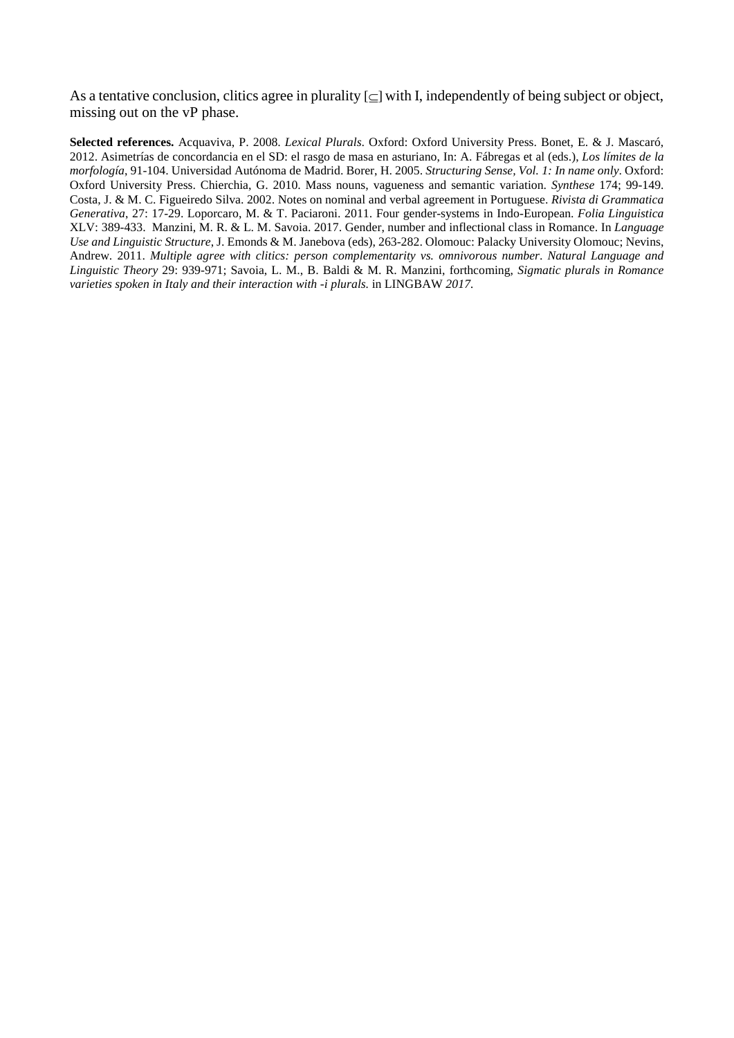As a tentative conclusion, clitics agree in plurality [$\subseteq$] with I, independently of being subject or object, missing out on the vP phase.

**Selected references.** Acquaviva, P. 2008. *Lexical Plurals*. Oxford: Oxford University Press. Bonet, E. & J. Mascaró, 2012. Asimetrías de concordancia en el SD: el rasgo de masa en asturiano, In: A. Fábregas et al (eds.), *Los límites de la morfología*, 91-104. Universidad Autónoma de Madrid. Borer, H. 2005. *Structuring Sense, Vol. 1: In name only*. Oxford: Oxford University Press. Chierchia, G. 2010. Mass nouns, vagueness and semantic variation. *Synthese* 174; 99-149. Costa, J. & M. C. Figueiredo Silva. 2002. Notes on nominal and verbal agreement in Portuguese. *Rivista di Grammatica Generativa*, 27: 17-29. Loporcaro, M. & T. Paciaroni. 2011. Four gender-systems in Indo-European. *Folia Linguistica* XLV: 389-433. Manzini, M. R. & L. M. Savoia. 2017. Gender, number and inflectional class in Romance. In *Language Use and Linguistic Structure*, J. Emonds & M. Janebova (eds), 263-282. Olomouc: Palacky University Olomouc; Nevins, Andrew. 2011. *Multiple agree with clitics: person complementarity vs. omnivorous number*. *Natural Language and Linguistic Theory* 29: 939-971; Savoia, L. M., B. Baldi & M. R. Manzini, forthcoming, *Sigmatic plurals in Romance varieties spoken in Italy and their interaction with -i plurals.* in LINGBAW *2017*.